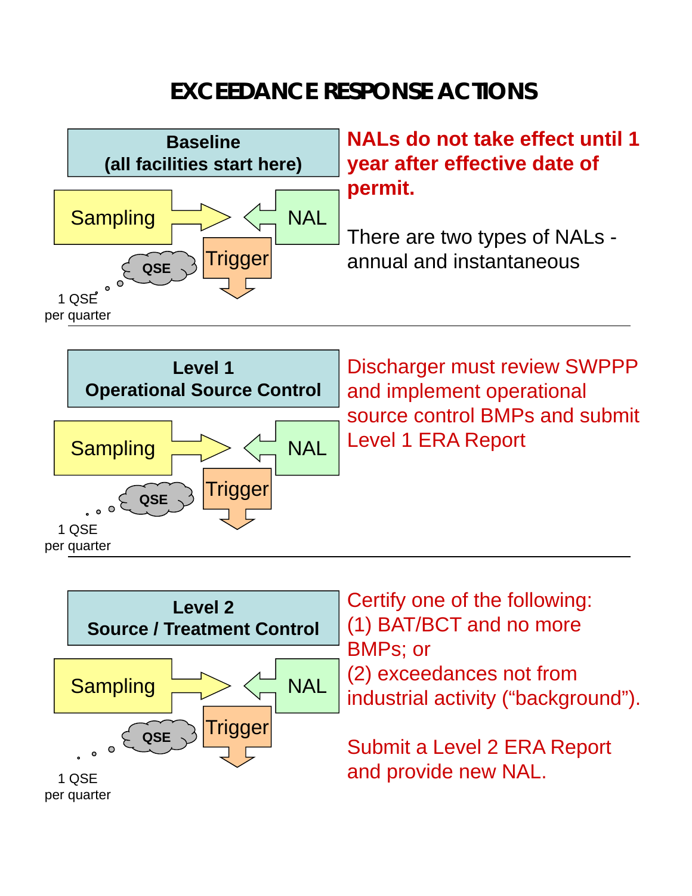# EXCEEDANCE RESPONSE ACTIONS

## Baseline (all facilities start here)

Sampling → ← NAL

QSE — 1 QSE per quarter

Trigger ↓

**NALs do not take effect until 1 year after effective date of permit.**

There are two types of NALs - annual and instantaneous

---

## Level 1 Operational Source Control

Sampling → ← NAL

QSE — 1 QSE per quarter

Trigger ↓

Discharger must review SWPPP and implement operational source control BMPs and submit Level 1 ERA Report

---

## Level 2 Source / Treatment Control

Sampling → ← NAL

QSE — 1 QSE per quarter

Trigger ↓

Certify one of the following:
(1) BAT/BCT and no more BMPs; or
(2) exceedances not from industrial activity (“background”).

Submit a Level 2 ERA Report and provide new NAL.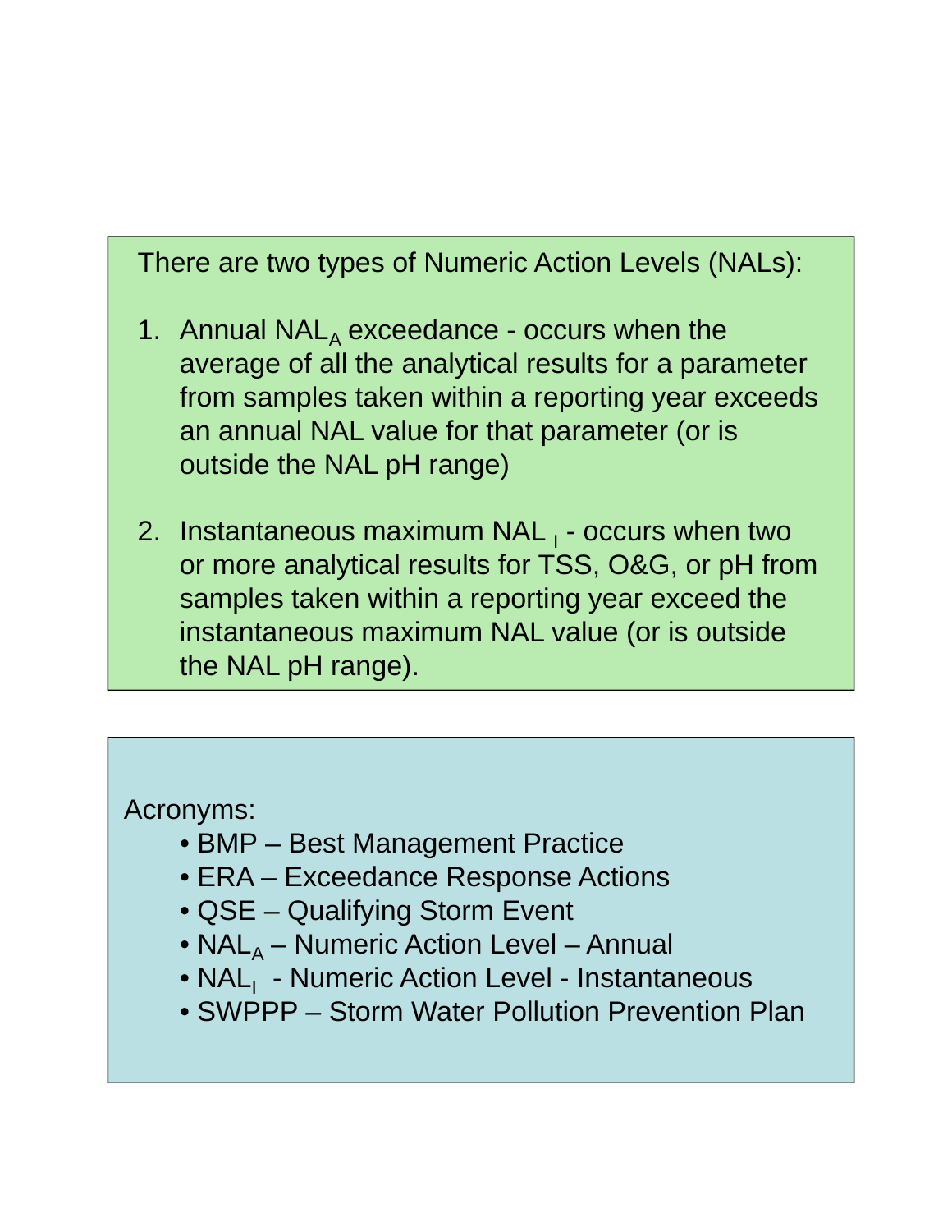There are two types of Numeric Action Levels (NALs):

1. Annual $NAL_A$ exceedance - occurs when the average of all the analytical results for a parameter from samples taken within a reporting year exceeds an annual NAL value for that parameter (or is outside the NAL pH range)

2. Instantaneous maximum $NAL_I$ - occurs when two or more analytical results for TSS, O&G, or pH from samples taken within a reporting year exceed the instantaneous maximum NAL value (or is outside the NAL pH range).

Acronyms:

- BMP – Best Management Practice
- ERA – Exceedance Response Actions
- QSE – Qualifying Storm Event
- $NAL_A$ – Numeric Action Level – Annual
- $NAL_I$ - Numeric Action Level - Instantaneous
- SWPPP – Storm Water Pollution Prevention Plan